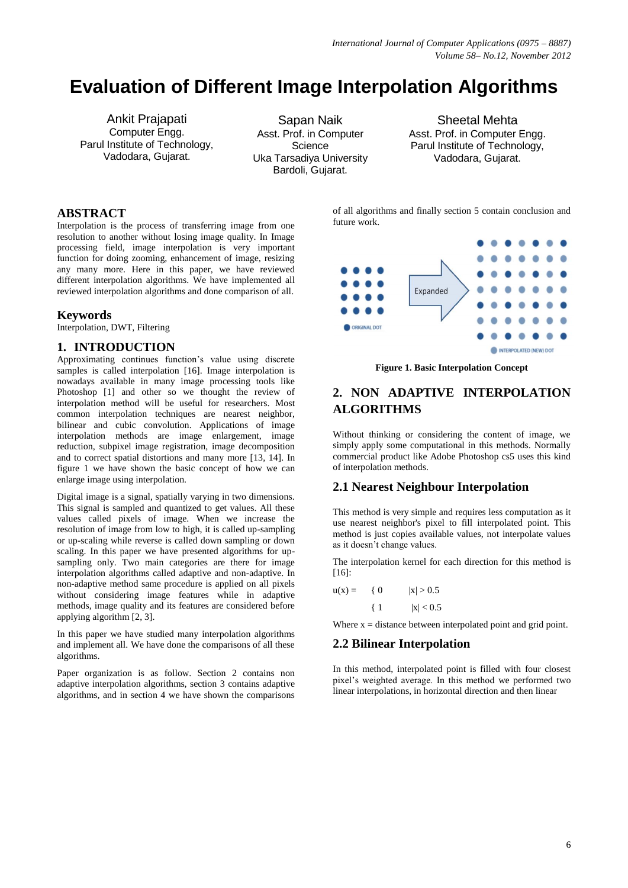# Evaluation of Different Image Interpolation Algorithms

Ankit Prajapati
Computer Engg.
Parul Institute of Technology,
Vadodara, Gujarat.

Sapan Naik
Asst. Prof. in Computer Science
Uka Tarsadiya University
Bardoli, Gujarat.

Sheetal Mehta
Asst. Prof. in Computer Engg.
Parul Institute of Technology,
Vadodara, Gujarat.

## ABSTRACT

Interpolation is the process of transferring image from one resolution to another without losing image quality. In Image processing field, image interpolation is very important function for doing zooming, enhancement of image, resizing any many more. Here in this paper, we have reviewed different interpolation algorithms. We have implemented all reviewed interpolation algorithms and done comparison of all.

## Keywords

Interpolation, DWT, Filtering

## 1. INTRODUCTION

Approximating continues function's value using discrete samples is called interpolation [16]. Image interpolation is nowadays available in many image processing tools like Photoshop [1] and other so we thought the review of interpolation method will be useful for researchers. Most common interpolation techniques are nearest neighbor, bilinear and cubic convolution. Applications of image interpolation methods are image enlargement, image reduction, subpixel image registration, image decomposition and to correct spatial distortions and many more [13, 14]. In figure 1 we have shown the basic concept of how we can enlarge image using interpolation.

Digital image is a signal, spatially varying in two dimensions. This signal is sampled and quantized to get values. All these values called pixels of image. When we increase the resolution of image from low to high, it is called up-sampling or up-scaling while reverse is called down sampling or down scaling. In this paper we have presented algorithms for up-sampling only. Two main categories are there for image interpolation algorithms called adaptive and non-adaptive. In non-adaptive method same procedure is applied on all pixels without considering image features while in adaptive methods, image quality and its features are considered before applying algorithm [2, 3].

In this paper we have studied many interpolation algorithms and implement all. We have done the comparisons of all these algorithms.

Paper organization is as follow. Section 2 contains non adaptive interpolation algorithms, section 3 contains adaptive algorithms, and in section 4 we have shown the comparisons of all algorithms and finally section 5 contain conclusion and future work.

Expanded

ORIGINAL DOT

INTERPOLATED (NEW) DOT

**Figure 1. Basic Interpolation Concept**

## 2. NON ADAPTIVE INTERPOLATION ALGORITHMS

Without thinking or considering the content of image, we simply apply some computational in this methods. Normally commercial product like Adobe Photoshop cs5 uses this kind of interpolation methods.

### 2.1 Nearest Neighbour Interpolation

This method is very simple and requires less computation as it use nearest neighbor's pixel to fill interpolated point. This method is just copies available values, not interpolate values as it doesn't change values.

The interpolation kernel for each direction for this method is [16]:

$$u(x) = \begin{cases} 0 & |x| > 0.5 \\ 1 & |x| < 0.5 \end{cases}$$

Where x = distance between interpolated point and grid point.

### 2.2 Bilinear Interpolation

In this method, interpolated point is filled with four closest pixel's weighted average. In this method we performed two linear interpolations, in horizontal direction and then linear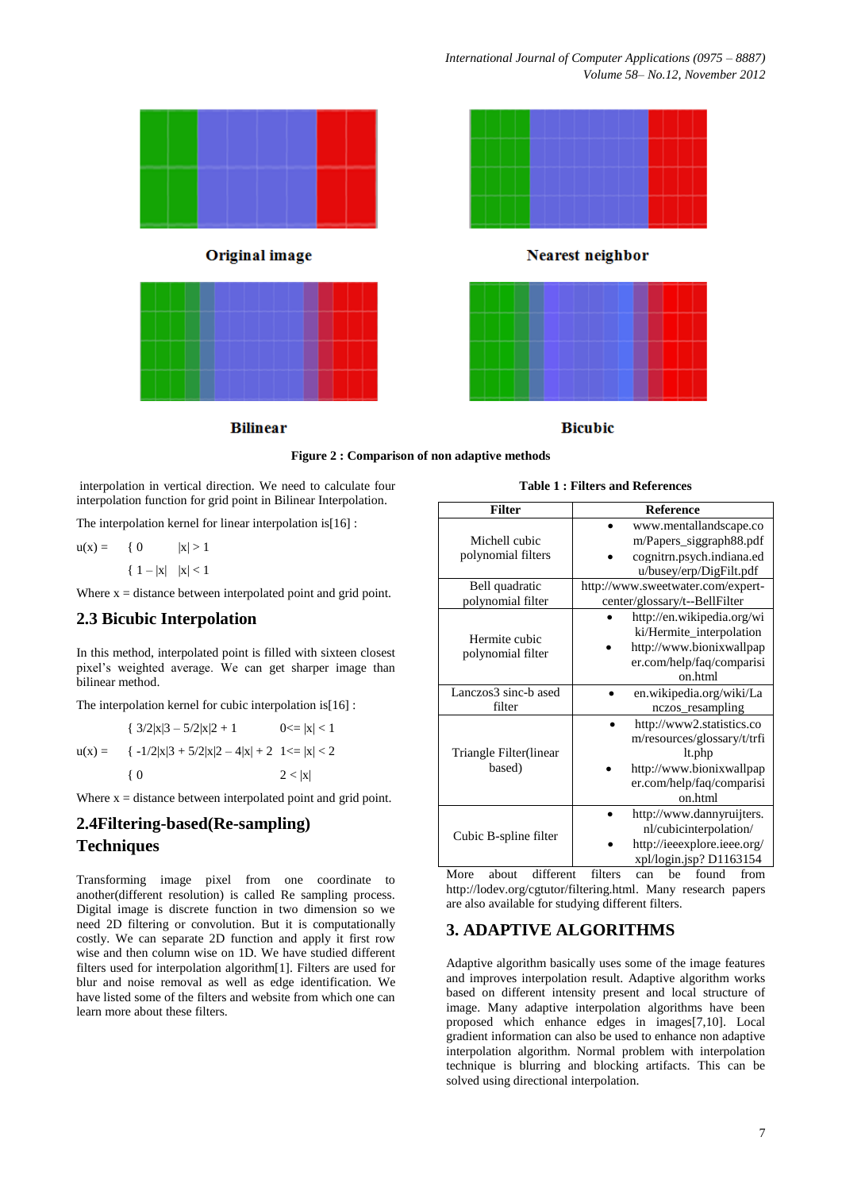Original image

Nearest neighbor

Bilinear

Bicubic

**Figure 2 : Comparison of non adaptive methods**

interpolation in vertical direction. We need to calculate four interpolation function for grid point in Bilinear Interpolation.

The interpolation kernel for linear interpolation is[16] :

$$u(x) = \begin{cases} 0 & |x| > 1 \\ 1 - |x| & |x| < 1 \end{cases}$$

Where x = distance between interpolated point and grid point.

## 2.3 Bicubic Interpolation

In this method, interpolated point is filled with sixteen closest pixel's weighted average. We can get sharper image than bilinear method.

The interpolation kernel for cubic interpolation is[16] :

$$u(x) = \begin{cases} 3/2|x|3 - 5/2|x|2 + 1 & 0 <= |x| < 1 \\ -1/2|x|3 + 5/2|x|2 - 4|x| + 2 & 1 <= |x| < 2 \\ 0 & 2 < |x| \end{cases}$$

Where x = distance between interpolated point and grid point.

## 2.4Filtering-based(Re-sampling) Techniques

Transforming image pixel from one coordinate to another(different resolution) is called Re sampling process. Digital image is discrete function in two dimension so we need 2D filtering or convolution. But it is computationally costly. We can separate 2D function and apply it first row wise and then column wise on 1D. We have studied different filters used for interpolation algorithm[1]. Filters are used for blur and noise removal as well as edge identification. We have listed some of the filters and website from which one can learn more about these filters.

**Table 1 : Filters and References**

| Filter | Reference |
|---|---|
| Michell cubic polynomial filters | • www.mentallandscape.com/Papers_siggraph88.pdf <br> • cognitrn.psych.indiana.edu/busey/erp/DigFilt.pdf |
| Bell quadratic polynomial filter | http://www.sweetwater.com/expert-center/glossary/t--BellFilter |
| Hermite cubic polynomial filter | • http://en.wikipedia.org/wiki/Hermite_interpolation <br> • http://www.bionixwallpaper.com/help/faq/comparision.html |
| Lanczos3 sinc-b ased filter | • en.wikipedia.org/wiki/Lanczos_resampling |
| Triangle Filter(linear based) | • http://www2.statistics.com/resources/glossary/t/trfilt.php <br> • http://www.bionixwallpaper.com/help/faq/comparision.html |
| Cubic B-spline filter | • http://www.dannyruijters.nl/cubicinterpolation/ <br> • http://ieeexplore.ieee.org/xpl/login.jsp? D1163154 |

More about different filters can be found from http://lodev.org/cgtutor/filtering.html. Many research papers are also available for studying different filters.

## 3. ADAPTIVE ALGORITHMS

Adaptive algorithm basically uses some of the image features and improves interpolation result. Adaptive algorithm works based on different intensity present and local structure of image. Many adaptive interpolation algorithms have been proposed which enhance edges in images[7,10]. Local gradient information can also be used to enhance non adaptive interpolation algorithm. Normal problem with interpolation technique is blurring and blocking artifacts. This can be solved using directional interpolation.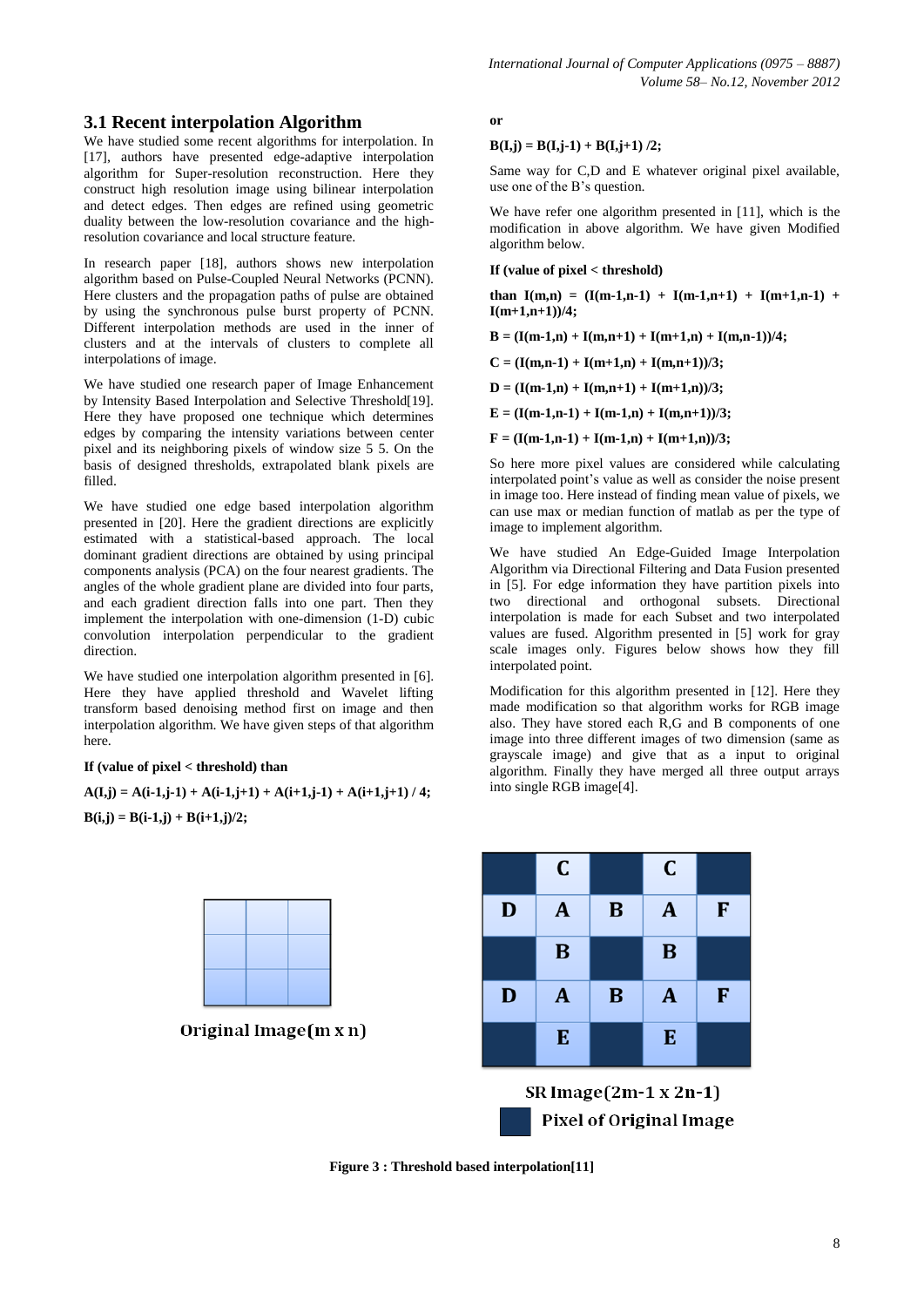### 3.1 Recent interpolation Algorithm

We have studied some recent algorithms for interpolation. In [17], authors have presented edge-adaptive interpolation algorithm for Super-resolution reconstruction. Here they construct high resolution image using bilinear interpolation and detect edges. Then edges are refined using geometric duality between the low-resolution covariance and the high-resolution covariance and local structure feature.

In research paper [18], authors shows new interpolation algorithm based on Pulse-Coupled Neural Networks (PCNN). Here clusters and the propagation paths of pulse are obtained by using the synchronous pulse burst property of PCNN. Different interpolation methods are used in the inner of clusters and at the intervals of clusters to complete all interpolations of image.

We have studied one research paper of Image Enhancement by Intensity Based Interpolation and Selective Threshold[19]. Here they have proposed one technique which determines edges by comparing the intensity variations between center pixel and its neighboring pixels of window size 5 5. On the basis of designed thresholds, extrapolated blank pixels are filled.

We have studied one edge based interpolation algorithm presented in [20]. Here the gradient directions are explicitly estimated with a statistical-based approach. The local dominant gradient directions are obtained by using principal components analysis (PCA) on the four nearest gradients. The angles of the whole gradient plane are divided into four parts, and each gradient direction falls into one part. Then they implement the interpolation with one-dimension (1-D) cubic convolution interpolation perpendicular to the gradient direction.

We have studied one interpolation algorithm presented in [6]. Here they have applied threshold and Wavelet lifting transform based denoising method first on image and then interpolation algorithm. We have given steps of that algorithm here.

**If (value of pixel < threshold) than**

**A(I,j) = A(i-1,j-1) + A(i-1,j+1) + A(i+1,j-1) + A(i+1,j+1) / 4;**

**B(i,j) = B(i-1,j) + B(i+1,j)/2;**

**or**

**B(I,j) = B(I,j-1) + B(I,j+1) /2;**

Same way for C,D and E whatever original pixel available, use one of the B's question.

We have refer one algorithm presented in [11], which is the modification in above algorithm. We have given Modified algorithm below.

**If (value of pixel < threshold)**

**than I(m,n) = (I(m-1,n-1) + I(m-1,n+1) + I(m+1,n-1) + I(m+1,n+1))/4;**

**B = (I(m-1,n) + I(m,n+1) + I(m+1,n) + I(m,n-1))/4;**

**C = (I(m,n-1) + I(m+1,n) + I(m,n+1))/3;**

**D = (I(m-1,n) + I(m,n+1) + I(m+1,n))/3;**

**E = (I(m-1,n-1) + I(m-1,n) + I(m,n+1))/3;**

**F = (I(m-1,n-1) + I(m-1,n) + I(m+1,n))/3;**

So here more pixel values are considered while calculating interpolated point's value as well as consider the noise present in image too. Here instead of finding mean value of pixels, we can use max or median function of matlab as per the type of image to implement algorithm.

We have studied An Edge-Guided Image Interpolation Algorithm via Directional Filtering and Data Fusion presented in [5]. For edge information they have partition pixels into two directional and orthogonal subsets. Directional interpolation is made for each Subset and two interpolated values are fused. Algorithm presented in [5] work for gray scale images only. Figures below shows how they fill interpolated point.

Modification for this algorithm presented in [12]. Here they made modification so that algorithm works for RGB image also. They have stored each R,G and B components of one image into three different images of two dimension (same as grayscale image) and give that as a input to original algorithm. Finally they have merged all three output arrays into single RGB image[4].

Original Image(m x n)

| | C | | C | |
|---|---|---|---|---|
| D | A | B | A | F |
| | B | | B | |
| D | A | B | A | F |
| | E | | E | |

SR Image(2m-1 x 2n-1)

Pixel of Original Image

**Figure 3 : Threshold based interpolation[11]**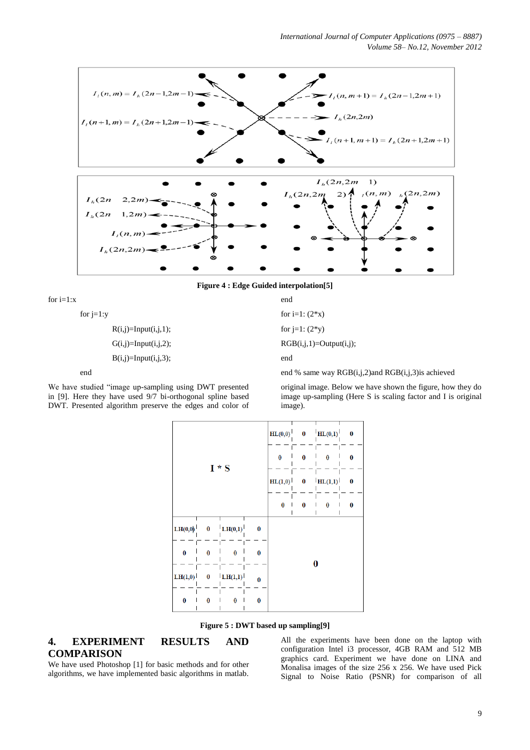Figure 4 : Edge Guided interpolation[5]

```
for i=1:x
    for j=1:y
        R(i,j)=Input(i,j,1);
        G(i,j)=Input(i,j,2);
        B(i,j)=Input(i,j,3);
    end
end
for i=1: (2*x)
for j=1: (2*y)
RGB(i,j,1)=Output(i,j);
end
end % same way RGB(i,j,2)and RGB(i,j,3)is achieved
```

We have studied "image up-sampling using DWT presented in [9]. Here they have used 9/7 bi-orthogonal spline based DWT. Presented algorithm preserve the edges and color of original image. Below we have shown the figure, how they do image up-sampling (Here S is scaling factor and I is original image).

Figure 5 : DWT based up sampling[9]

## 4. EXPERIMENT RESULTS AND COMPARISON

We have used Photoshop [1] for basic methods and for other algorithms, we have implemented basic algorithms in matlab.

All the experiments have been done on the laptop with configuration Intel i3 processor, 4GB RAM and 512 MB graphics card. Experiment we have done on LINA and Monalisa images of the size 256 x 256. We have used Pick Signal to Noise Ratio (PSNR) for comparison of all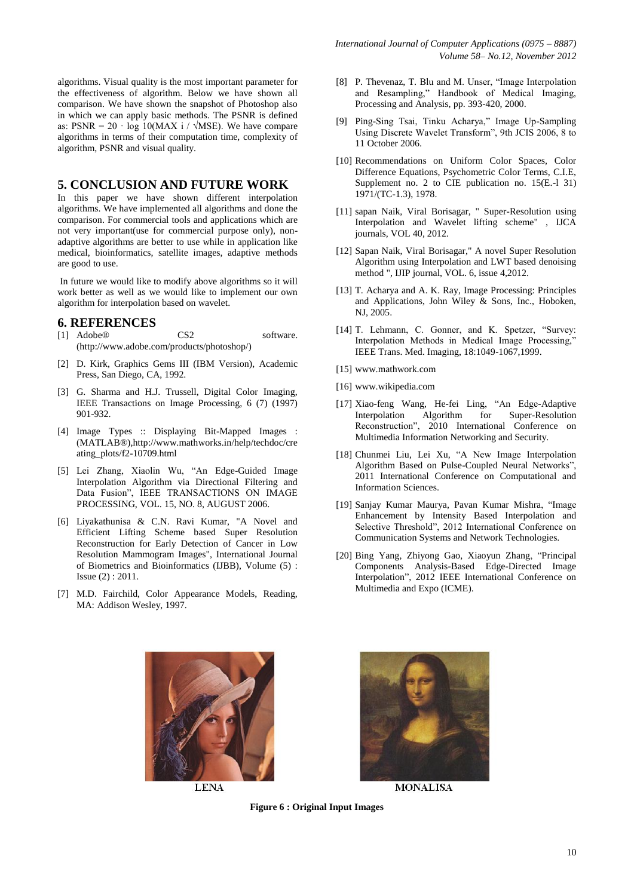algorithms. Visual quality is the most important parameter for the effectiveness of algorithm. Below we have shown all comparison. We have shown the snapshot of Photoshop also in which we can apply basic methods. The PSNR is defined as: $PSNR = 20 \cdot \log 10(MAX\ i / \sqrt{MSE})$. We have compare algorithms in terms of their computation time, complexity of algorithm, PSNR and visual quality.

## 5. CONCLUSION AND FUTURE WORK

In this paper we have shown different interpolation algorithms. We have implemented all algorithms and done the comparison. For commercial tools and applications which are not very important(use for commercial purpose only), non-adaptive algorithms are better to use while in application like medical, bioinformatics, satellite images, adaptive methods are good to use.

In future we would like to modify above algorithms so it will work better as well as we would like to implement our own algorithm for interpolation based on wavelet.

## 6. REFERENCES

[1] Adobe® CS2 software. (http://www.adobe.com/products/photoshop/)

[2] D. Kirk, Graphics Gems III (IBM Version), Academic Press, San Diego, CA, 1992.

[3] G. Sharma and H.J. Trussell, Digital Color Imaging, IEEE Transactions on Image Processing, 6 (7) (1997) 901-932.

[4] Image Types :: Displaying Bit-Mapped Images : (MATLAB®),http://www.mathworks.in/help/techdoc/creating_plots/f2-10709.html

[5] Lei Zhang, Xiaolin Wu, "An Edge-Guided Image Interpolation Algorithm via Directional Filtering and Data Fusion", IEEE TRANSACTIONS ON IMAGE PROCESSING, VOL. 15, NO. 8, AUGUST 2006.

[6] Liyakathunisa & C.N. Ravi Kumar, "A Novel and Efficient Lifting Scheme based Super Resolution Reconstruction for Early Detection of Cancer in Low Resolution Mammogram Images", International Journal of Biometrics and Bioinformatics (IJBB), Volume (5) : Issue (2) : 2011.

[7] M.D. Fairchild, Color Appearance Models, Reading, MA: Addison Wesley, 1997.

[8] P. Thevenaz, T. Blu and M. Unser, "Image Interpolation and Resampling," Handbook of Medical Imaging, Processing and Analysis, pp. 393-420, 2000.

[9] Ping-Sing Tsai, Tinku Acharya," Image Up-Sampling Using Discrete Wavelet Transform", 9th JCIS 2006, 8 to 11 October 2006.

[10] Recommendations on Uniform Color Spaces, Color Difference Equations, Psychometric Color Terms, C.I.E, Supplement no. 2 to CIE publication no. 15(E.-l 31) 1971/(TC-1.3), 1978.

[11] sapan Naik, Viral Borisagar, " Super-Resolution using Interpolation and Wavelet lifting scheme" , IJCA journals, VOL 40, 2012.

[12] Sapan Naik, Viral Borisagar," A novel Super Resolution Algorithm using Interpolation and LWT based denoising method ", IJIP journal, VOL. 6, issue 4,2012.

[13] T. Acharya and A. K. Ray, Image Processing: Principles and Applications, John Wiley & Sons, Inc., Hoboken, NJ, 2005.

[14] T. Lehmann, C. Gonner, and K. Spetzer, "Survey: Interpolation Methods in Medical Image Processing," IEEE Trans. Med. Imaging, 18:1049-1067,1999.

[15] www.mathwork.com

[16] www.wikipedia.com

[17] Xiao-feng Wang, He-fei Ling, "An Edge-Adaptive Interpolation Algorithm for Super-Resolution Reconstruction", 2010 International Conference on Multimedia Information Networking and Security.

[18] Chunmei Liu, Lei Xu, "A New Image Interpolation Algorithm Based on Pulse-Coupled Neural Networks", 2011 International Conference on Computational and Information Sciences.

[19] Sanjay Kumar Maurya, Pavan Kumar Mishra, "Image Enhancement by Intensity Based Interpolation and Selective Threshold", 2012 International Conference on Communication Systems and Network Technologies.

[20] Bing Yang, Zhiyong Gao, Xiaoyun Zhang, "Principal Components Analysis-Based Edge-Directed Image Interpolation", 2012 IEEE International Conference on Multimedia and Expo (ICME).

LENA

MONALISA

**Figure 6 : Original Input Images**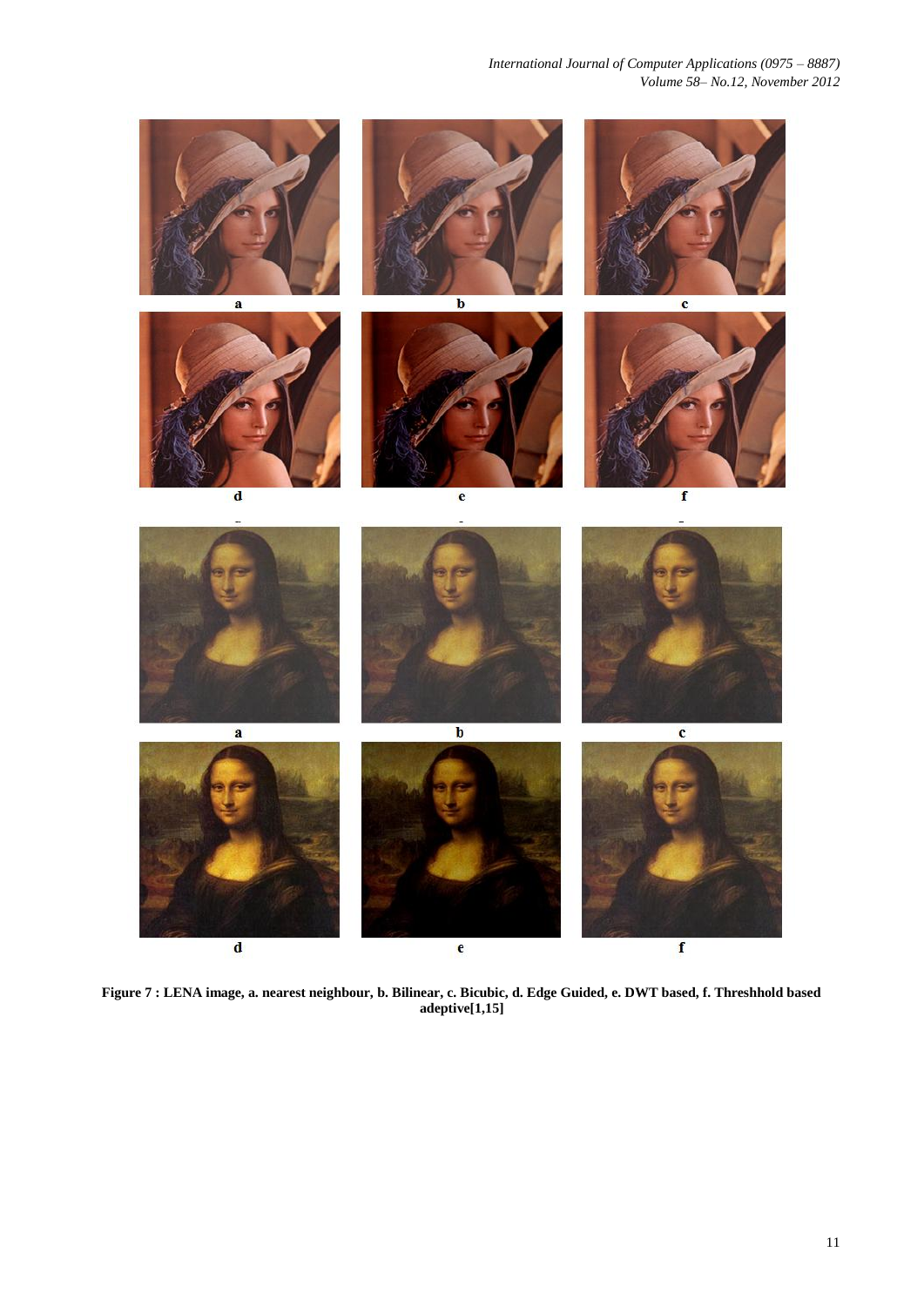a b c

d e f

a b c

d e f

**Figure 7 : LENA image, a. nearest neighbour, b. Bilinear, c. Bicubic, d. Edge Guided, e. DWT based, f. Threshhold based adeptive[1,15]**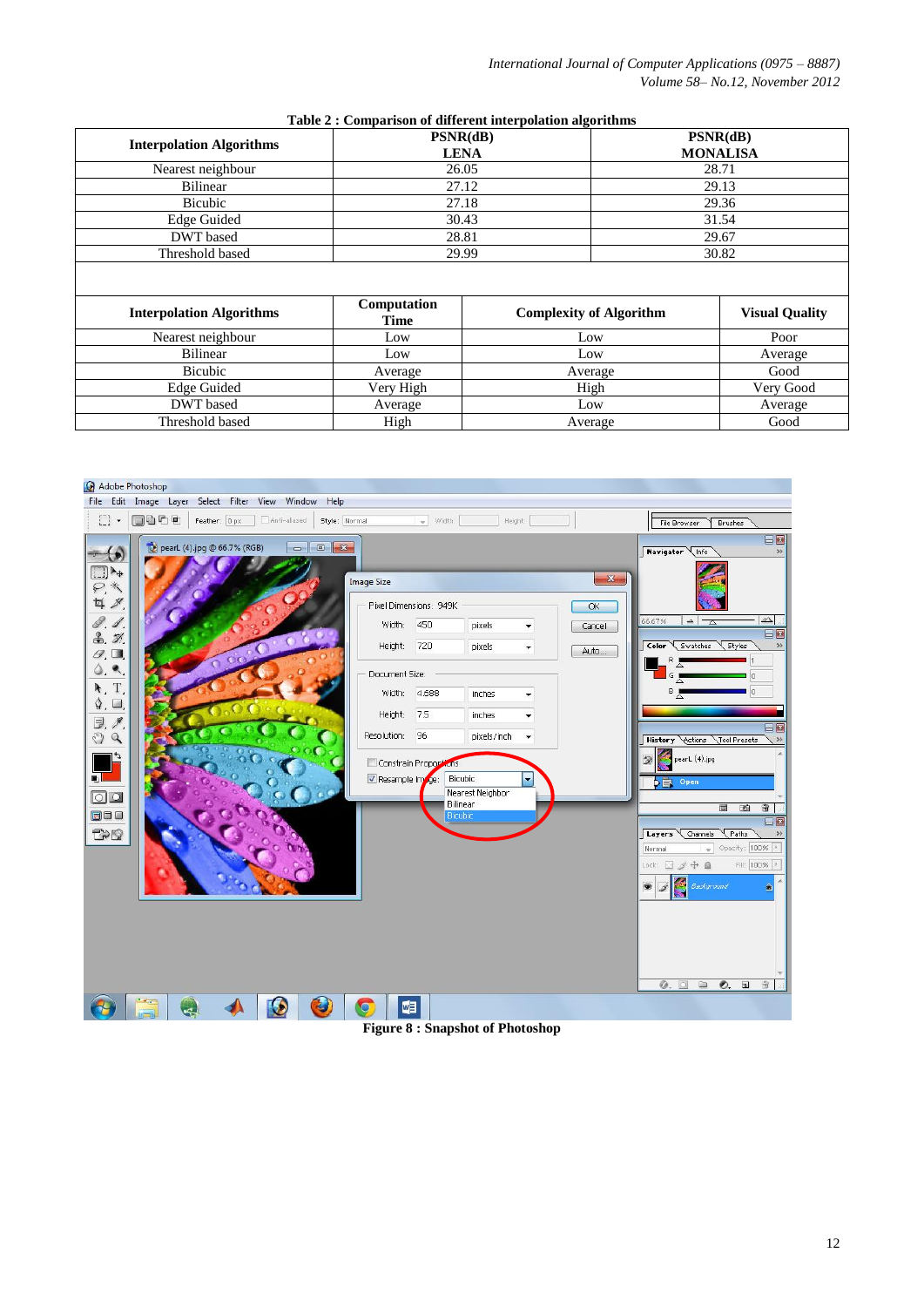**Table 2 : Comparison of different interpolation algorithms**

| Interpolation Algorithms | PSNR(dB) LENA | PSNR(dB) MONALISA |
|---|---|---|
| Nearest neighbour | 26.05 | 28.71 |
| Bilinear | 27.12 | 29.13 |
| Bicubic | 27.18 | 29.36 |
| Edge Guided | 30.43 | 31.54 |
| DWT based | 28.81 | 29.67 |
| Threshold based | 29.99 | 30.82 |

| Interpolation Algorithms | Computation Time | Complexity of Algorithm | Visual Quality |
|---|---|---|---|
| Nearest neighbour | Low | Low | Poor |
| Bilinear | Low | Low | Average |
| Bicubic | Average | Average | Good |
| Edge Guided | Very High | High | Very Good |
| DWT based | Average | Low | Average |
| Threshold based | High | Average | Good |

**Figure 8 : Snapshot of Photoshop**